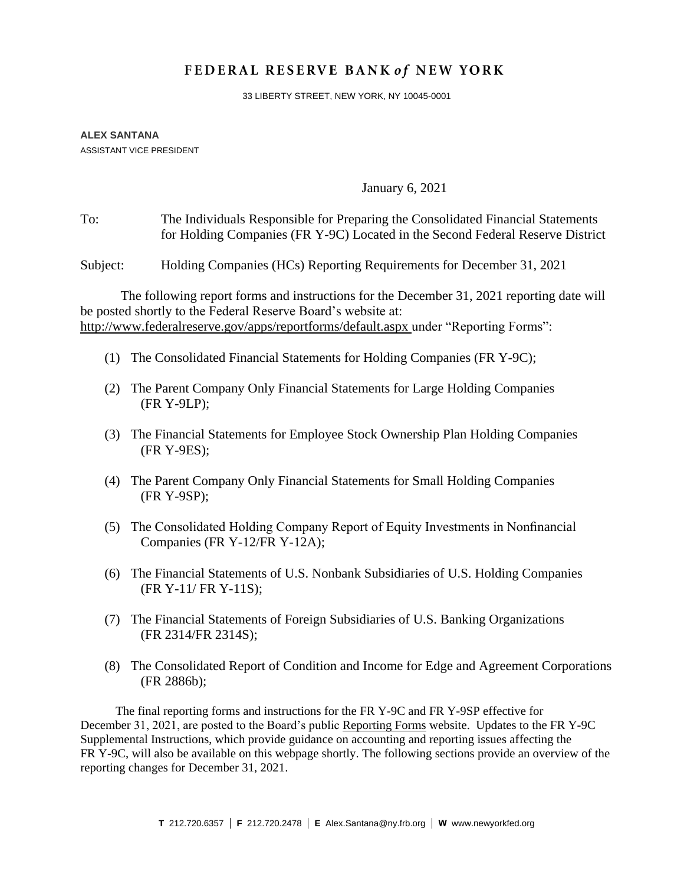# FEDERAL RESERVE BANK *of* NEW YORK

33 LIBERTY STREET, NEW YORK, NY 10045-0001

**ALEX SANTANA**
ASSISTANT VICE PRESIDENT

January 6, 2021

To: The Individuals Responsible for Preparing the Consolidated Financial Statements for Holding Companies (FR Y-9C) Located in the Second Federal Reserve District

Subject: Holding Companies (HCs) Reporting Requirements for December 31, 2021

The following report forms and instructions for the December 31, 2021 reporting date will be posted shortly to the Federal Reserve Board's website at: http://www.federalreserve.gov/apps/reportforms/default.aspx under "Reporting Forms":

(1) The Consolidated Financial Statements for Holding Companies (FR Y-9C);

(2) The Parent Company Only Financial Statements for Large Holding Companies (FR Y-9LP);

(3) The Financial Statements for Employee Stock Ownership Plan Holding Companies (FR Y-9ES);

(4) The Parent Company Only Financial Statements for Small Holding Companies (FR Y-9SP);

(5) The Consolidated Holding Company Report of Equity Investments in Nonfinancial Companies (FR Y-12/FR Y-12A);

(6) The Financial Statements of U.S. Nonbank Subsidiaries of U.S. Holding Companies (FR Y-11/ FR Y-11S);

(7) The Financial Statements of Foreign Subsidiaries of U.S. Banking Organizations (FR 2314/FR 2314S);

(8) The Consolidated Report of Condition and Income for Edge and Agreement Corporations (FR 2886b);

The final reporting forms and instructions for the FR Y-9C and FR Y-9SP effective for December 31, 2021, are posted to the Board's public Reporting Forms website. Updates to the FR Y-9C Supplemental Instructions, which provide guidance on accounting and reporting issues affecting the FR Y-9C, will also be available on this webpage shortly. The following sections provide an overview of the reporting changes for December 31, 2021.

**T** 212.720.6357 | **F** 212.720.2478 | **E** Alex.Santana@ny.frb.org | **W** www.newyorkfed.org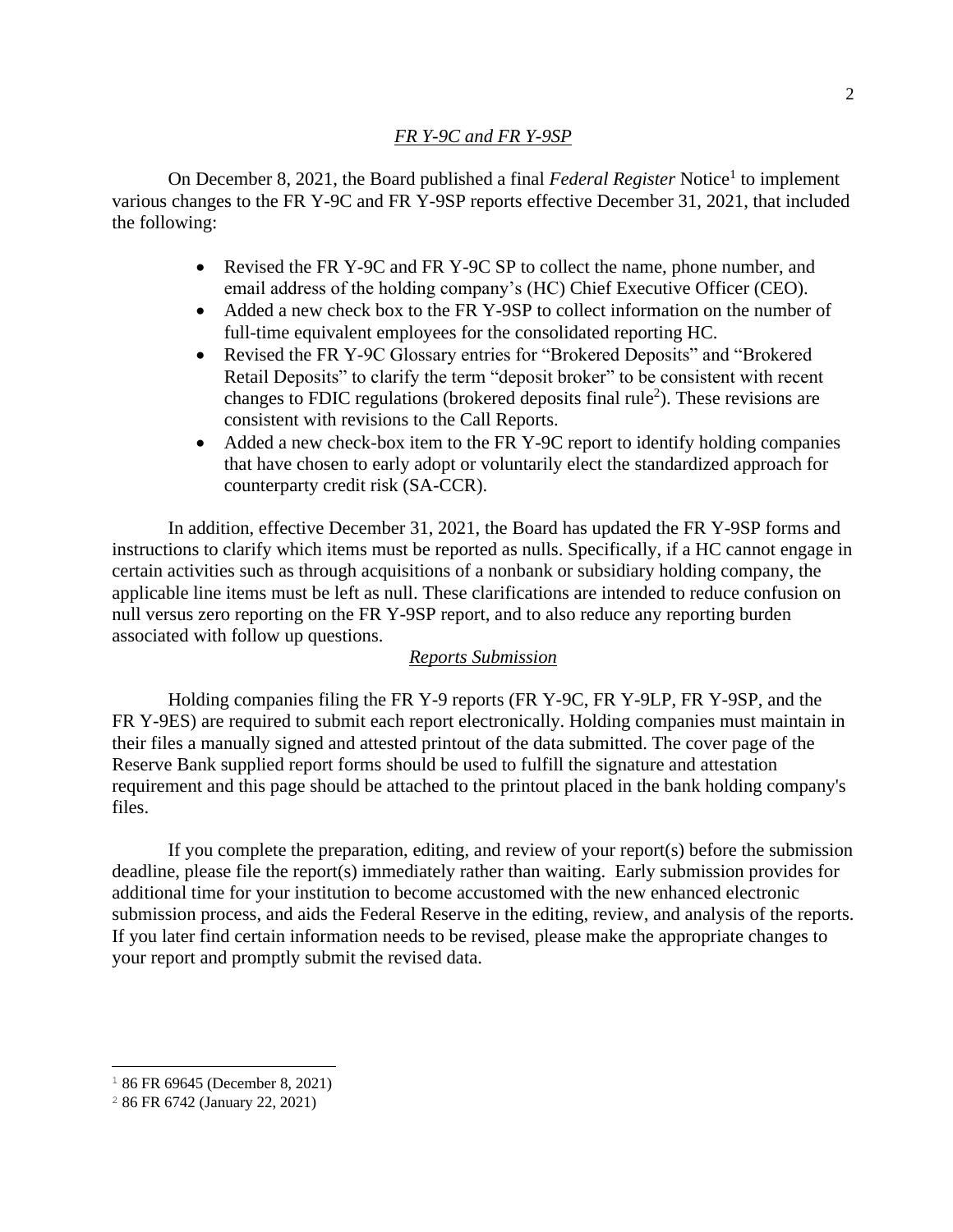*FR Y-9C and FR Y-9SP*

On December 8, 2021, the Board published a final *Federal Register* Notice[1] to implement various changes to the FR Y-9C and FR Y-9SP reports effective December 31, 2021, that included the following:

- Revised the FR Y-9C and FR Y-9C SP to collect the name, phone number, and email address of the holding company's (HC) Chief Executive Officer (CEO).
- Added a new check box to the FR Y-9SP to collect information on the number of full-time equivalent employees for the consolidated reporting HC.
- Revised the FR Y-9C Glossary entries for "Brokered Deposits" and "Brokered Retail Deposits" to clarify the term "deposit broker" to be consistent with recent changes to FDIC regulations (brokered deposits final rule[2]). These revisions are consistent with revisions to the Call Reports.
- Added a new check-box item to the FR Y-9C report to identify holding companies that have chosen to early adopt or voluntarily elect the standardized approach for counterparty credit risk (SA-CCR).

In addition, effective December 31, 2021, the Board has updated the FR Y-9SP forms and instructions to clarify which items must be reported as nulls. Specifically, if a HC cannot engage in certain activities such as through acquisitions of a nonbank or subsidiary holding company, the applicable line items must be left as null. These clarifications are intended to reduce confusion on null versus zero reporting on the FR Y-9SP report, and to also reduce any reporting burden associated with follow up questions.

*Reports Submission*

Holding companies filing the FR Y-9 reports (FR Y-9C, FR Y-9LP, FR Y-9SP, and the FR Y-9ES) are required to submit each report electronically. Holding companies must maintain in their files a manually signed and attested printout of the data submitted. The cover page of the Reserve Bank supplied report forms should be used to fulfill the signature and attestation requirement and this page should be attached to the printout placed in the bank holding company's files.

If you complete the preparation, editing, and review of your report(s) before the submission deadline, please file the report(s) immediately rather than waiting. Early submission provides for additional time for your institution to become accustomed with the new enhanced electronic submission process, and aids the Federal Reserve in the editing, review, and analysis of the reports. If you later find certain information needs to be revised, please make the appropriate changes to your report and promptly submit the revised data.

---

[1] 86 FR 69645 (December 8, 2021)

[2] 86 FR 6742 (January 22, 2021)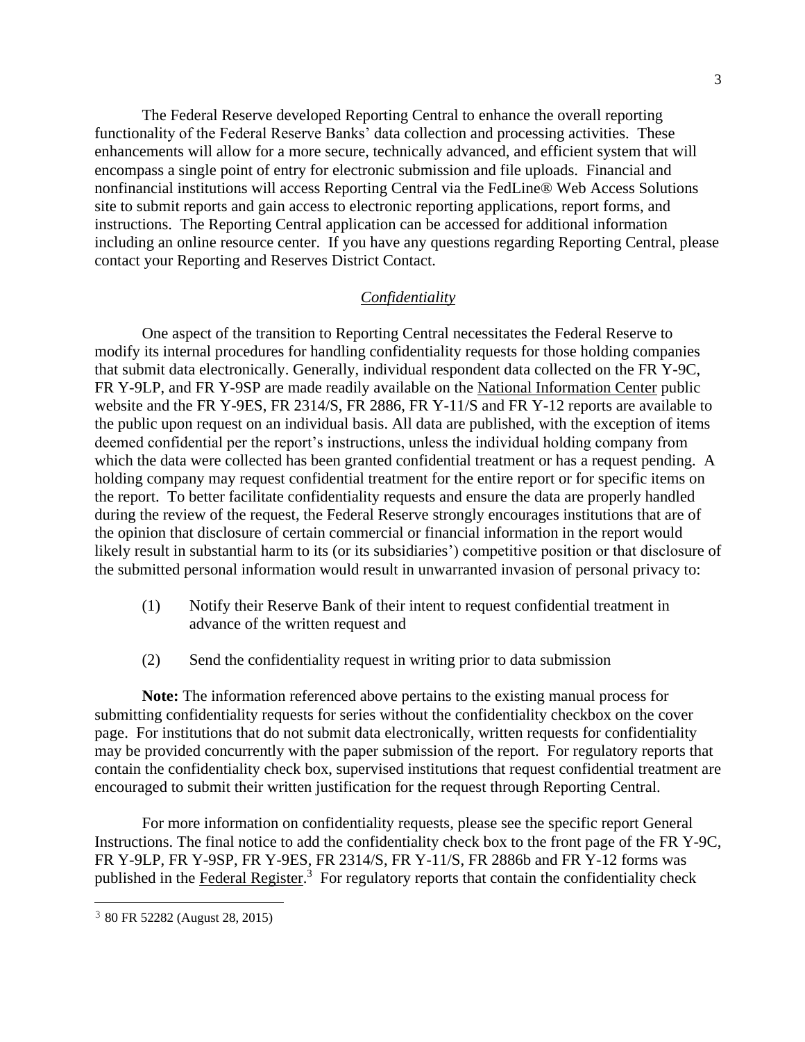The Federal Reserve developed Reporting Central to enhance the overall reporting functionality of the Federal Reserve Banks' data collection and processing activities. These enhancements will allow for a more secure, technically advanced, and efficient system that will encompass a single point of entry for electronic submission and file uploads. Financial and nonfinancial institutions will access Reporting Central via the FedLine® Web Access Solutions site to submit reports and gain access to electronic reporting applications, report forms, and instructions. The Reporting Central application can be accessed for additional information including an online resource center. If you have any questions regarding Reporting Central, please contact your Reporting and Reserves District Contact.

*Confidentiality*

One aspect of the transition to Reporting Central necessitates the Federal Reserve to modify its internal procedures for handling confidentiality requests for those holding companies that submit data electronically. Generally, individual respondent data collected on the FR Y-9C, FR Y-9LP, and FR Y-9SP are made readily available on the National Information Center public website and the FR Y-9ES, FR 2314/S, FR 2886, FR Y-11/S and FR Y-12 reports are available to the public upon request on an individual basis. All data are published, with the exception of items deemed confidential per the report's instructions, unless the individual holding company from which the data were collected has been granted confidential treatment or has a request pending. A holding company may request confidential treatment for the entire report or for specific items on the report. To better facilitate confidentiality requests and ensure the data are properly handled during the review of the request, the Federal Reserve strongly encourages institutions that are of the opinion that disclosure of certain commercial or financial information in the report would likely result in substantial harm to its (or its subsidiaries') competitive position or that disclosure of the submitted personal information would result in unwarranted invasion of personal privacy to:

(1) Notify their Reserve Bank of their intent to request confidential treatment in advance of the written request and

(2) Send the confidentiality request in writing prior to data submission

**Note:** The information referenced above pertains to the existing manual process for submitting confidentiality requests for series without the confidentiality checkbox on the cover page. For institutions that do not submit data electronically, written requests for confidentiality may be provided concurrently with the paper submission of the report. For regulatory reports that contain the confidentiality check box, supervised institutions that request confidential treatment are encouraged to submit their written justification for the request through Reporting Central.

For more information on confidentiality requests, please see the specific report General Instructions. The final notice to add the confidentiality check box to the front page of the FR Y-9C, FR Y-9LP, FR Y-9SP, FR Y-9ES, FR 2314/S, FR Y-11/S, FR 2886b and FR Y-12 forms was published in the Federal Register.[3] For regulatory reports that contain the confidentiality check

[3] 80 FR 52282 (August 28, 2015)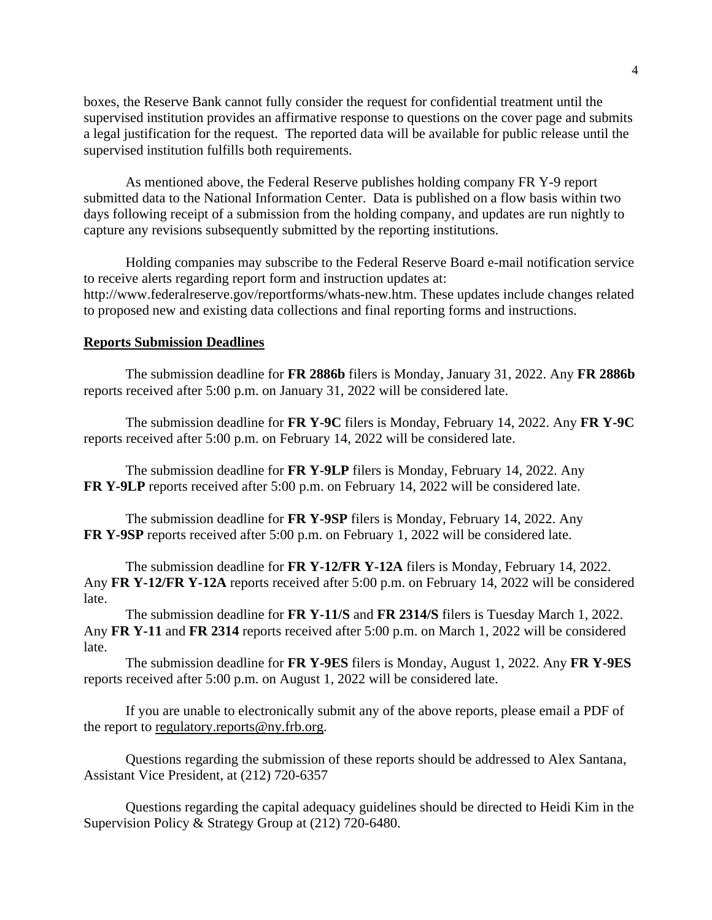boxes, the Reserve Bank cannot fully consider the request for confidential treatment until the supervised institution provides an affirmative response to questions on the cover page and submits a legal justification for the request. The reported data will be available for public release until the supervised institution fulfills both requirements.

As mentioned above, the Federal Reserve publishes holding company FR Y-9 report submitted data to the National Information Center. Data is published on a flow basis within two days following receipt of a submission from the holding company, and updates are run nightly to capture any revisions subsequently submitted by the reporting institutions.

Holding companies may subscribe to the Federal Reserve Board e-mail notification service to receive alerts regarding report form and instruction updates at: http://www.federalreserve.gov/reportforms/whats-new.htm. These updates include changes related to proposed new and existing data collections and final reporting forms and instructions.

**Reports Submission Deadlines**

The submission deadline for **FR 2886b** filers is Monday, January 31, 2022. Any **FR 2886b** reports received after 5:00 p.m. on January 31, 2022 will be considered late.

The submission deadline for **FR Y-9C** filers is Monday, February 14, 2022. Any **FR Y-9C** reports received after 5:00 p.m. on February 14, 2022 will be considered late.

The submission deadline for **FR Y-9LP** filers is Monday, February 14, 2022. Any **FR Y-9LP** reports received after 5:00 p.m. on February 14, 2022 will be considered late.

The submission deadline for **FR Y-9SP** filers is Monday, February 14, 2022. Any **FR Y-9SP** reports received after 5:00 p.m. on February 1, 2022 will be considered late.

The submission deadline for **FR Y-12/FR Y-12A** filers is Monday, February 14, 2022. Any **FR Y-12/FR Y-12A** reports received after 5:00 p.m. on February 14, 2022 will be considered late.

The submission deadline for **FR Y-11/S** and **FR 2314/S** filers is Tuesday March 1, 2022. Any **FR Y-11** and **FR 2314** reports received after 5:00 p.m. on March 1, 2022 will be considered late.

The submission deadline for **FR Y-9ES** filers is Monday, August 1, 2022. Any **FR Y-9ES** reports received after 5:00 p.m. on August 1, 2022 will be considered late.

If you are unable to electronically submit any of the above reports, please email a PDF of the report to regulatory.reports@ny.frb.org.

Questions regarding the submission of these reports should be addressed to Alex Santana, Assistant Vice President, at (212) 720-6357

Questions regarding the capital adequacy guidelines should be directed to Heidi Kim in the Supervision Policy & Strategy Group at (212) 720-6480.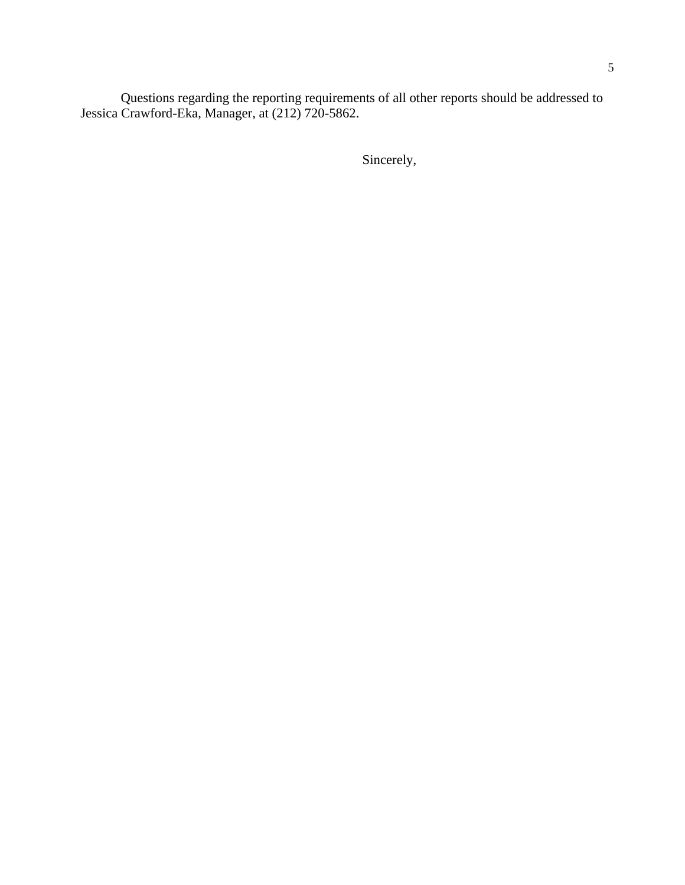Questions regarding the reporting requirements of all other reports should be addressed to Jessica Crawford-Eka, Manager, at (212) 720-5862.

Sincerely,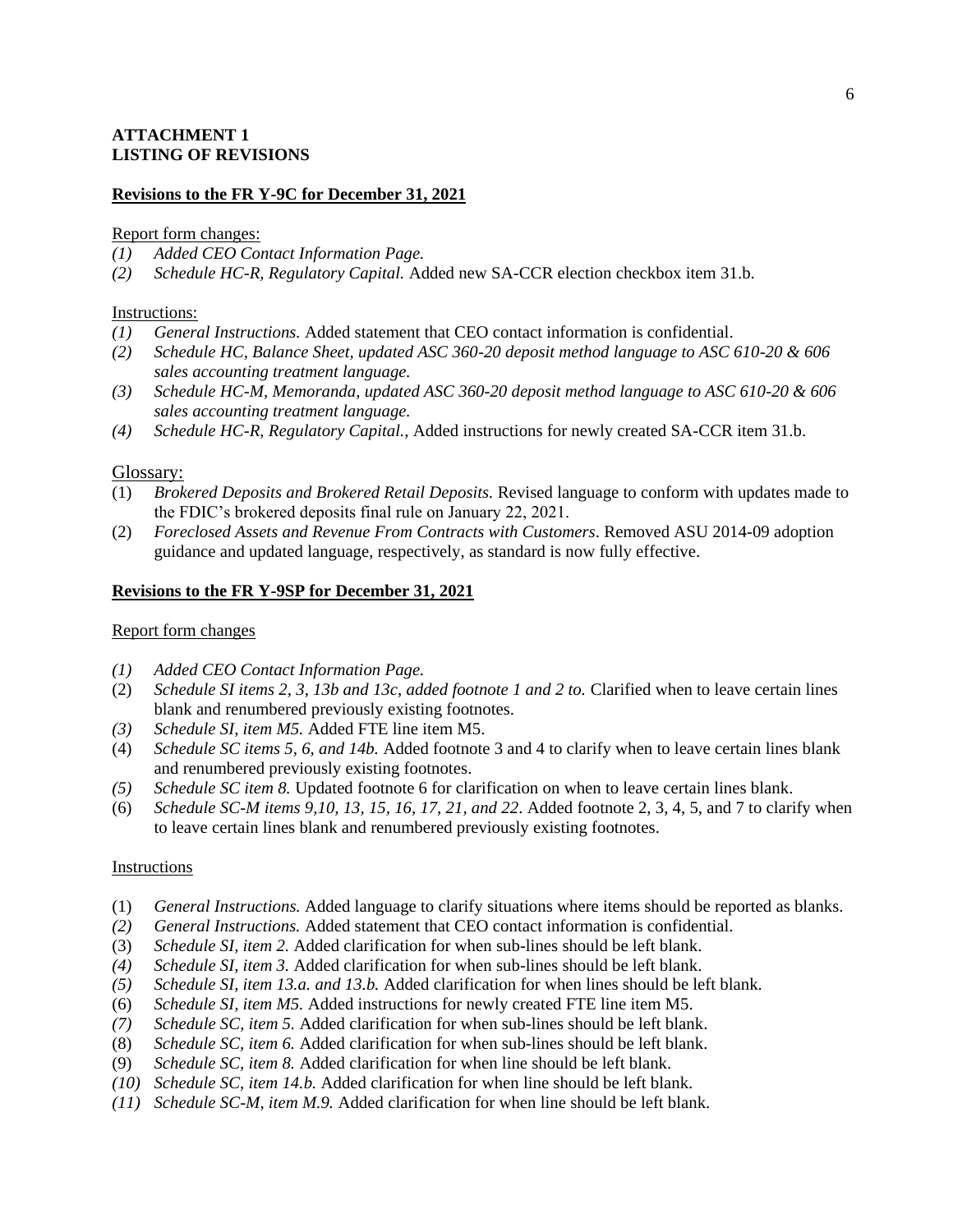**ATTACHMENT 1**
**LISTING OF REVISIONS**

**Revisions to the FR Y-9C for December 31, 2021**

Report form changes:

*(1) Added CEO Contact Information Page.*
*(2) Schedule HC-R, Regulatory Capital.* Added new SA-CCR election checkbox item 31.b.

Instructions:

*(1) General Instructions.* Added statement that CEO contact information is confidential.
*(2) Schedule HC, Balance Sheet, updated ASC 360-20 deposit method language to ASC 610-20 & 606 sales accounting treatment language.*
*(3) Schedule HC-M, Memoranda, updated ASC 360-20 deposit method language to ASC 610-20 & 606 sales accounting treatment language.*
*(4) Schedule HC-R, Regulatory Capital.*, Added instructions for newly created SA-CCR item 31.b.

Glossary:

(1) *Brokered Deposits and Brokered Retail Deposits.* Revised language to conform with updates made to the FDIC's brokered deposits final rule on January 22, 2021.
(2) *Foreclosed Assets and Revenue From Contracts with Customers*. Removed ASU 2014-09 adoption guidance and updated language, respectively, as standard is now fully effective.

**Revisions to the FR Y-9SP for December 31, 2021**

Report form changes

*(1) Added CEO Contact Information Page.*
(2) *Schedule SI items 2, 3, 13b and 13c, added footnote 1 and 2 to.* Clarified when to leave certain lines blank and renumbered previously existing footnotes.
*(3) Schedule SI, item M5.* Added FTE line item M5.
(4) *Schedule SC items 5, 6, and 14b.* Added footnote 3 and 4 to clarify when to leave certain lines blank and renumbered previously existing footnotes.
*(5) Schedule SC item 8.* Updated footnote 6 for clarification on when to leave certain lines blank.
(6) *Schedule SC-M items 9,10, 13, 15, 16, 17, 21, and 22*. Added footnote 2, 3, 4, 5, and 7 to clarify when to leave certain lines blank and renumbered previously existing footnotes.

Instructions

(1) *General Instructions.* Added language to clarify situations where items should be reported as blanks.
*(2) General Instructions.* Added statement that CEO contact information is confidential.
(3) *Schedule SI, item 2.* Added clarification for when sub-lines should be left blank.
*(4) Schedule SI, item 3.* Added clarification for when sub-lines should be left blank.
*(5) Schedule SI, item 13.a. and 13.b.* Added clarification for when lines should be left blank.
(6) *Schedule SI, item M5.* Added instructions for newly created FTE line item M5.
*(7) Schedule SC, item 5.* Added clarification for when sub-lines should be left blank.
(8) *Schedule SC, item 6.* Added clarification for when sub-lines should be left blank.
(9) *Schedule SC, item 8.* Added clarification for when line should be left blank.
*(10) Schedule SC, item 14.b.* Added clarification for when line should be left blank.
*(11) Schedule SC-M, item M.9.* Added clarification for when line should be left blank.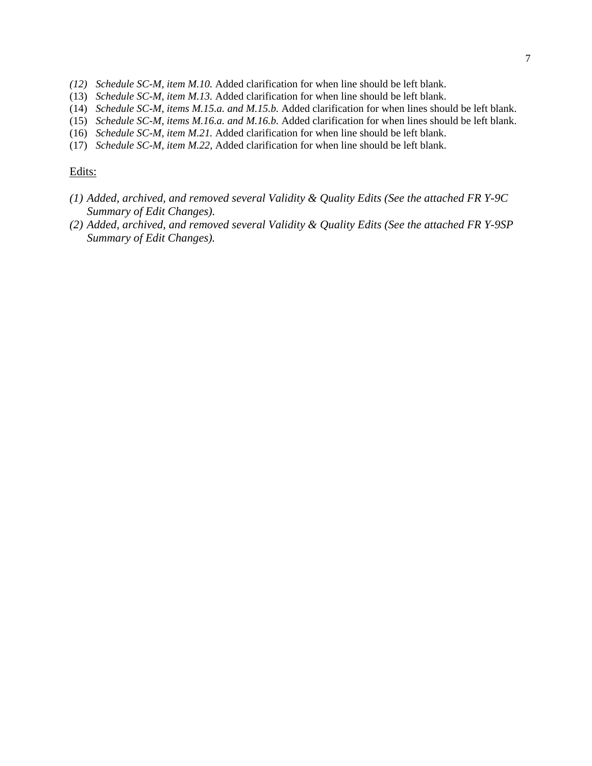(12) *Schedule SC-M, item M.10.* Added clarification for when line should be left blank.
(13) *Schedule SC-M, item M.13.* Added clarification for when line should be left blank.
(14) *Schedule SC-M, items M.15.a. and M.15.b.* Added clarification for when lines should be left blank.
(15) *Schedule SC-M, items M.16.a. and M.16.b.* Added clarification for when lines should be left blank.
(16) *Schedule SC-M, item M.21.* Added clarification for when line should be left blank.
(17) *Schedule SC-M, item M.22,* Added clarification for when line should be left blank.

<u>Edits:</u>

*(1) Added, archived, and removed several Validity & Quality Edits (See the attached FR Y-9C Summary of Edit Changes).*
*(2) Added, archived, and removed several Validity & Quality Edits (See the attached FR Y-9SP Summary of Edit Changes).*